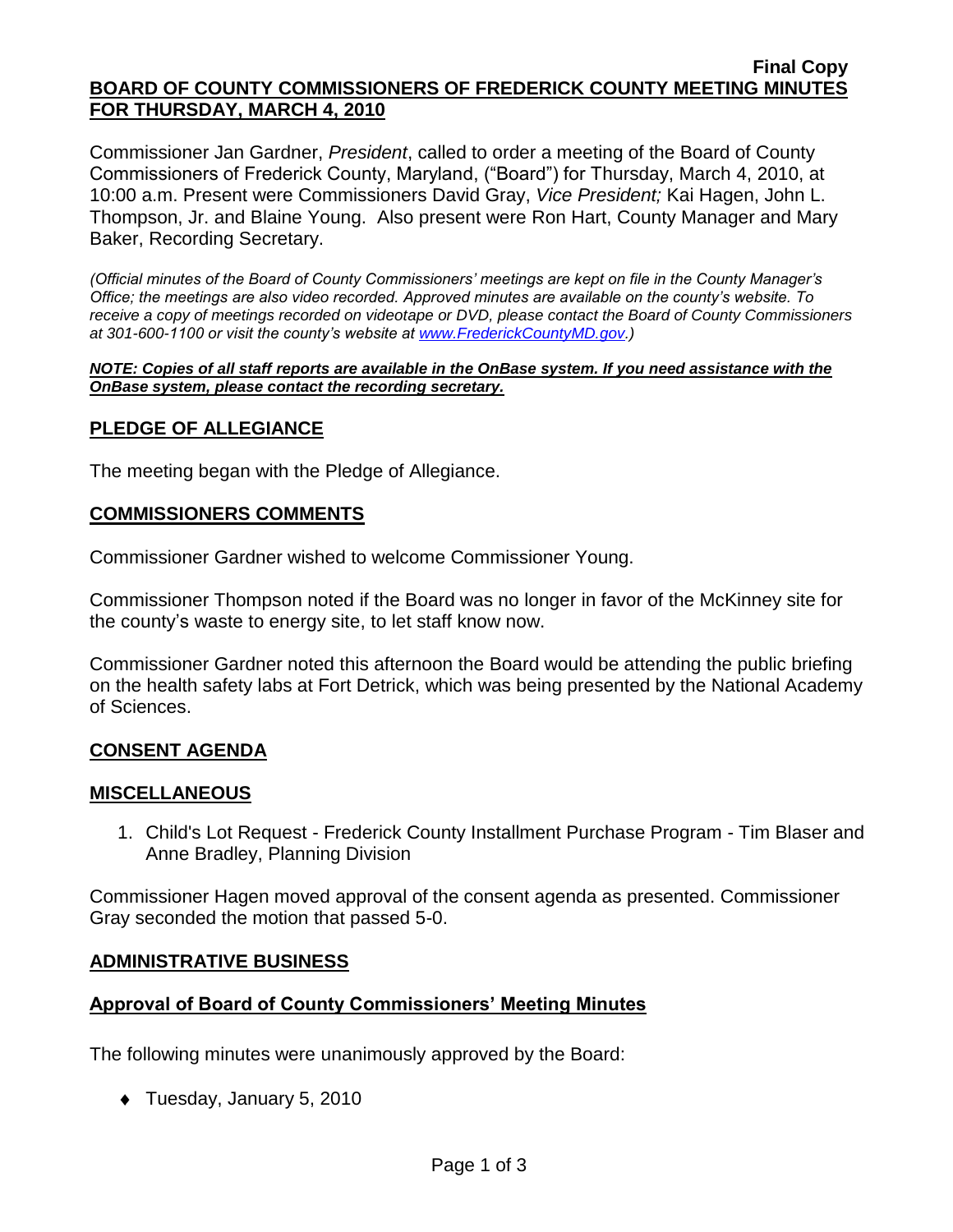**Final Copy**

# BOARD OF COUNTY COMMISSIONERS OF FREDERICK COUNTY MEETING MINUTES FOR THURSDAY, MARCH 4, 2010

Commissioner Jan Gardner, *President*, called to order a meeting of the Board of County Commissioners of Frederick County, Maryland, ("Board") for Thursday, March 4, 2010, at 10:00 a.m. Present were Commissioners David Gray, *Vice President;* Kai Hagen, John L. Thompson, Jr. and Blaine Young. Also present were Ron Hart, County Manager and Mary Baker, Recording Secretary.

*(Official minutes of the Board of County Commissioners' meetings are kept on file in the County Manager's Office; the meetings are also video recorded. Approved minutes are available on the county's website. To receive a copy of meetings recorded on videotape or DVD, please contact the Board of County Commissioners at 301-600-1100 or visit the county's website at www.FrederickCountyMD.gov.)*

***NOTE: Copies of all staff reports are available in the OnBase system. If you need assistance with the OnBase system, please contact the recording secretary.***

## PLEDGE OF ALLEGIANCE

The meeting began with the Pledge of Allegiance.

## COMMISSIONERS COMMENTS

Commissioner Gardner wished to welcome Commissioner Young.

Commissioner Thompson noted if the Board was no longer in favor of the McKinney site for the county's waste to energy site, to let staff know now.

Commissioner Gardner noted this afternoon the Board would be attending the public briefing on the health safety labs at Fort Detrick, which was being presented by the National Academy of Sciences.

## CONSENT AGENDA

## MISCELLANEOUS

1. Child's Lot Request - Frederick County Installment Purchase Program - Tim Blaser and Anne Bradley, Planning Division

Commissioner Hagen moved approval of the consent agenda as presented. Commissioner Gray seconded the motion that passed 5-0.

## ADMINISTRATIVE BUSINESS

### Approval of Board of County Commissioners' Meeting Minutes

The following minutes were unanimously approved by the Board:

- Tuesday, January 5, 2010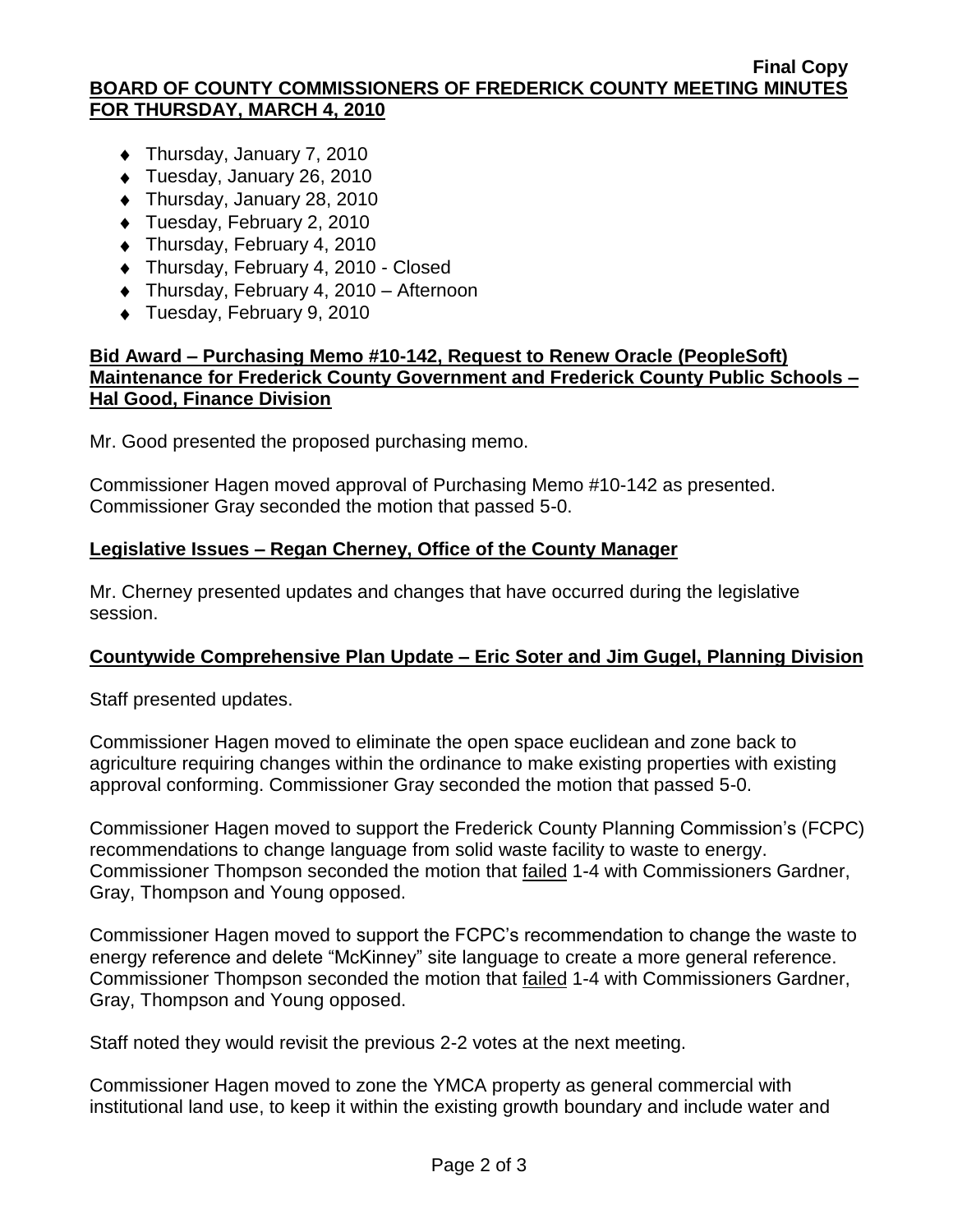- Thursday, January 7, 2010
- Tuesday, January 26, 2010
- Thursday, January 28, 2010
- Tuesday, February 2, 2010
- Thursday, February 4, 2010
- Thursday, February 4, 2010 - Closed
- Thursday, February 4, 2010 – Afternoon
- Tuesday, February 9, 2010

## Bid Award – Purchasing Memo #10-142, Request to Renew Oracle (PeopleSoft) Maintenance for Frederick County Government and Frederick County Public Schools – Hal Good, Finance Division

Mr. Good presented the proposed purchasing memo.

Commissioner Hagen moved approval of Purchasing Memo #10-142 as presented. Commissioner Gray seconded the motion that passed 5-0.

## Legislative Issues – Regan Cherney, Office of the County Manager

Mr. Cherney presented updates and changes that have occurred during the legislative session.

## Countywide Comprehensive Plan Update – Eric Soter and Jim Gugel, Planning Division

Staff presented updates.

Commissioner Hagen moved to eliminate the open space euclidean and zone back to agriculture requiring changes within the ordinance to make existing properties with existing approval conforming. Commissioner Gray seconded the motion that passed 5-0.

Commissioner Hagen moved to support the Frederick County Planning Commission's (FCPC) recommendations to change language from solid waste facility to waste to energy. Commissioner Thompson seconded the motion that failed 1-4 with Commissioners Gardner, Gray, Thompson and Young opposed.

Commissioner Hagen moved to support the FCPC's recommendation to change the waste to energy reference and delete "McKinney" site language to create a more general reference. Commissioner Thompson seconded the motion that failed 1-4 with Commissioners Gardner, Gray, Thompson and Young opposed.

Staff noted they would revisit the previous 2-2 votes at the next meeting.

Commissioner Hagen moved to zone the YMCA property as general commercial with institutional land use, to keep it within the existing growth boundary and include water and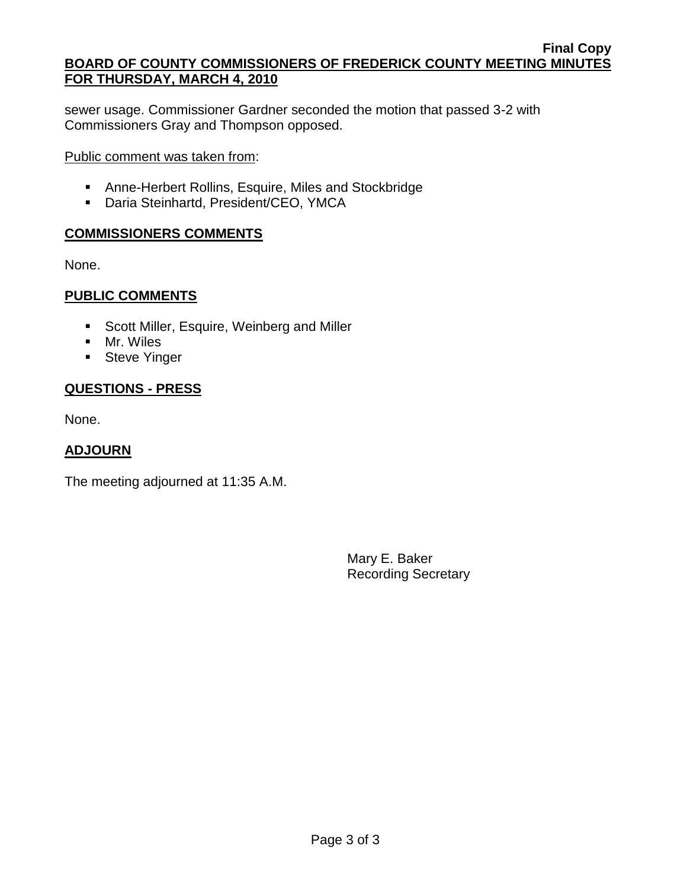sewer usage. Commissioner Gardner seconded the motion that passed 3-2 with Commissioners Gray and Thompson opposed.

Public comment was taken from:

- Anne-Herbert Rollins, Esquire, Miles and Stockbridge
- Daria Steinhartd, President/CEO, YMCA

## COMMISSIONERS COMMENTS

None.

## PUBLIC COMMENTS

- Scott Miller, Esquire, Weinberg and Miller
- Mr. Wiles
- Steve Yinger

## QUESTIONS - PRESS

None.

## ADJOURN

The meeting adjourned at 11:35 A.M.

Mary E. Baker
Recording Secretary